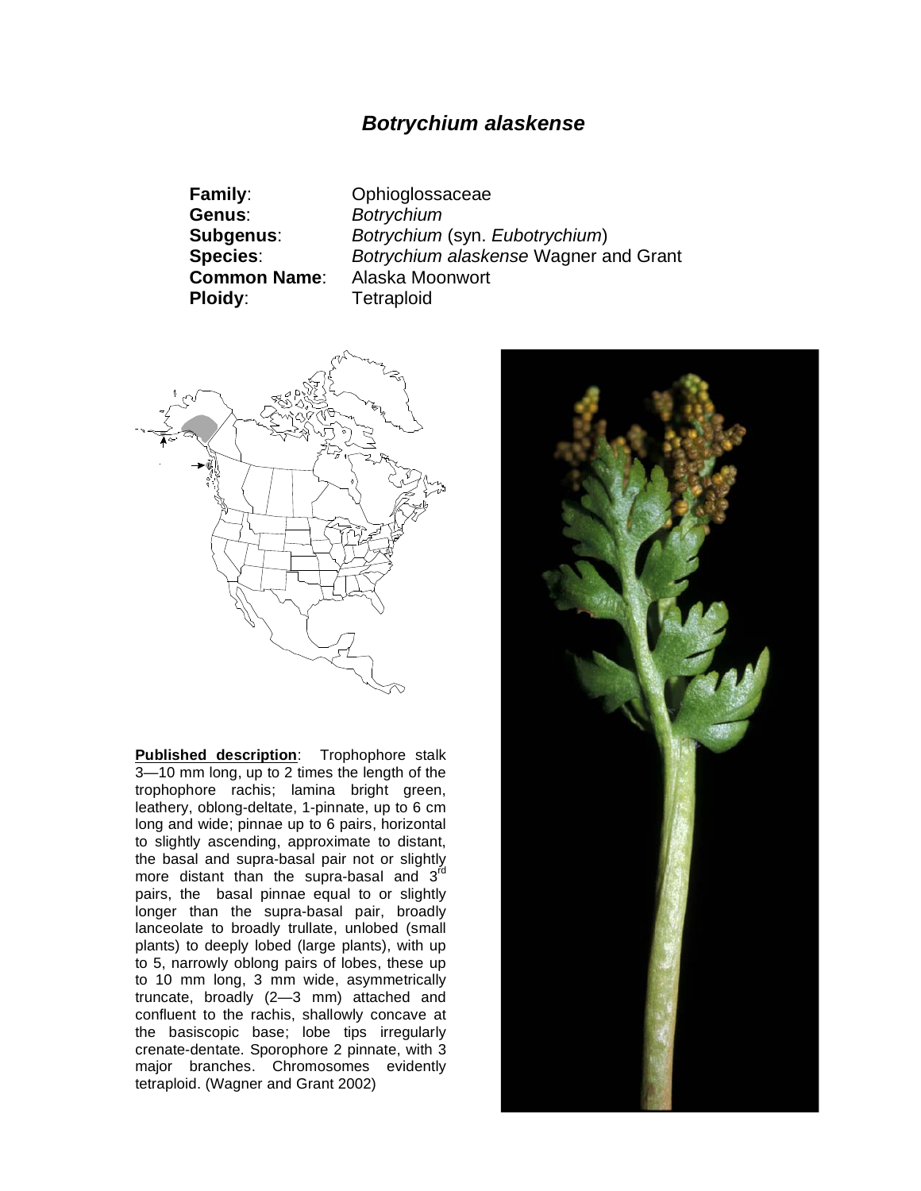# *Botrychium alaskense*

**Family**: Ophioglossaceae
**Genus**: *Botrychium*
**Subgenus**: *Botrychium* (syn. *Eubotrychium*)
**Species**: *Botrychium alaskense* Wagner and Grant
**Common Name**: Alaska Moonwort
**Ploidy**: Tetraploid

**Published description**: Trophophore stalk 3—10 mm long, up to 2 times the length of the trophophore rachis; lamina bright green, leathery, oblong-deltate, 1-pinnate, up to 6 cm long and wide; pinnae up to 6 pairs, horizontal to slightly ascending, approximate to distant, the basal and supra-basal pair not or slightly more distant than the supra-basal and 3rd pairs, the basal pinnae equal to or slightly longer than the supra-basal pair, broadly lanceolate to broadly trullate, unlobed (small plants) to deeply lobed (large plants), with up to 5, narrowly oblong pairs of lobes, these up to 10 mm long, 3 mm wide, asymmetrically truncate, broadly (2—3 mm) attached and confluent to the rachis, shallowly concave at the basiscopic base; lobe tips irregularly crenate-dentate. Sporophore 2 pinnate, with 3 major branches. Chromosomes evidently tetraploid. (Wagner and Grant 2002)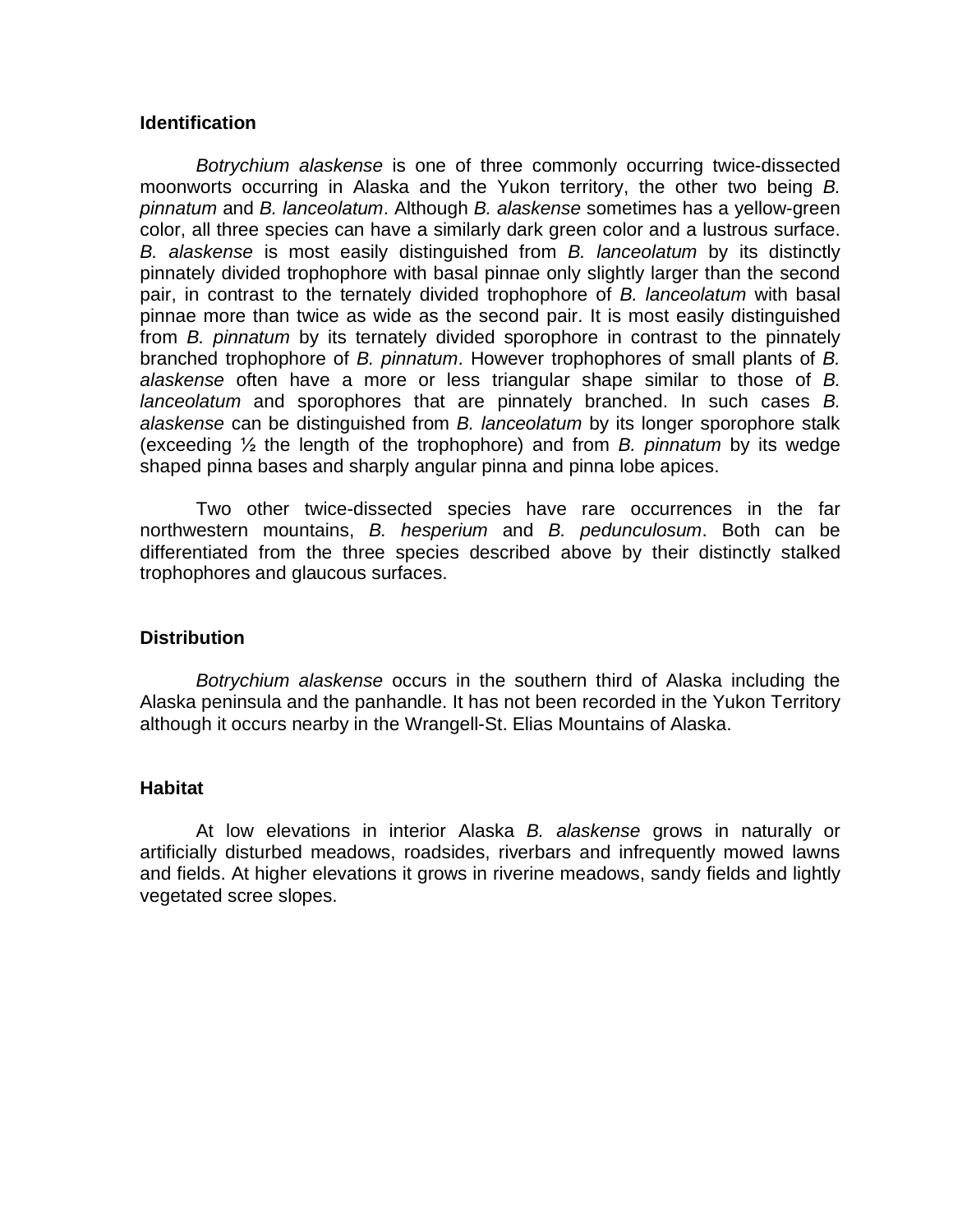## Identification

*Botrychium alaskense* is one of three commonly occurring twice-dissected moonworts occurring in Alaska and the Yukon territory, the other two being *B. pinnatum* and *B. lanceolatum*. Although *B. alaskense* sometimes has a yellow-green color, all three species can have a similarly dark green color and a lustrous surface. *B. alaskense* is most easily distinguished from *B. lanceolatum* by its distinctly pinnately divided trophophore with basal pinnae only slightly larger than the second pair, in contrast to the ternately divided trophophore of *B. lanceolatum* with basal pinnae more than twice as wide as the second pair. It is most easily distinguished from *B. pinnatum* by its ternately divided sporophore in contrast to the pinnately branched trophophore of *B. pinnatum*. However trophophores of small plants of *B. alaskense* often have a more or less triangular shape similar to those of *B. lanceolatum* and sporophores that are pinnately branched. In such cases *B. alaskense* can be distinguished from *B. lanceolatum* by its longer sporophore stalk (exceeding ½ the length of the trophophore) and from *B. pinnatum* by its wedge shaped pinna bases and sharply angular pinna and pinna lobe apices.

Two other twice-dissected species have rare occurrences in the far northwestern mountains, *B. hesperium* and *B. pedunculosum*. Both can be differentiated from the three species described above by their distinctly stalked trophophores and glaucous surfaces.

## Distribution

*Botrychium alaskense* occurs in the southern third of Alaska including the Alaska peninsula and the panhandle. It has not been recorded in the Yukon Territory although it occurs nearby in the Wrangell-St. Elias Mountains of Alaska.

## Habitat

At low elevations in interior Alaska *B. alaskense* grows in naturally or artificially disturbed meadows, roadsides, riverbars and infrequently mowed lawns and fields. At higher elevations it grows in riverine meadows, sandy fields and lightly vegetated scree slopes.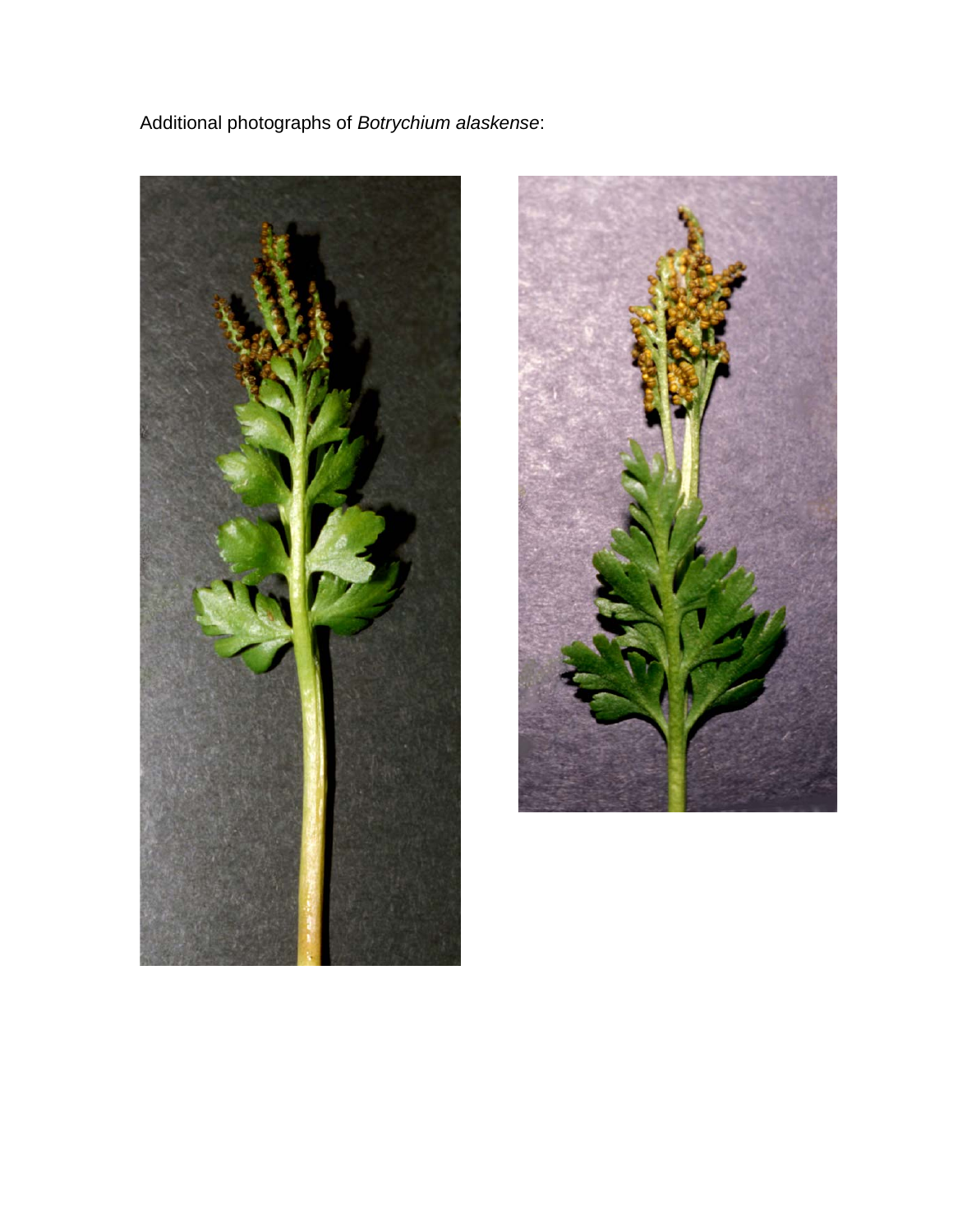Additional photographs of *Botrychium alaskense*: